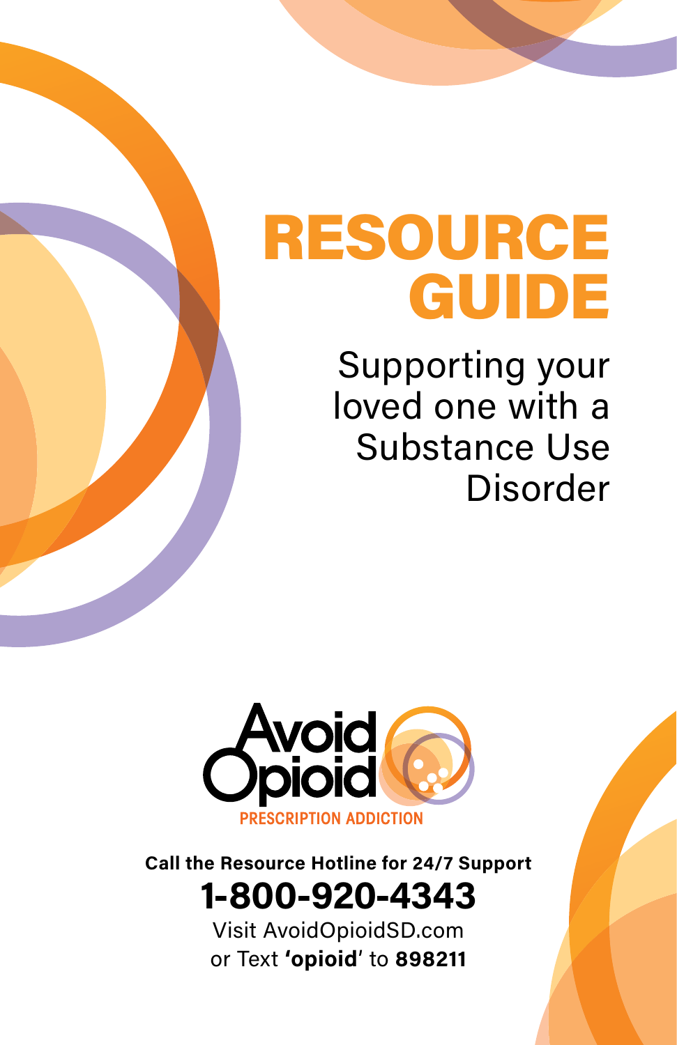# RESOURCE GUIDE

Supporting your loved one with a Substance Use Disorder

Avoid Opioid

PRESCRIPTION ADDICTION

**Call the Resource Hotline for 24/7 Support**

**1-800-920-4343**

Visit AvoidOpioidSD.com
or Text **'opioid'** to **898211**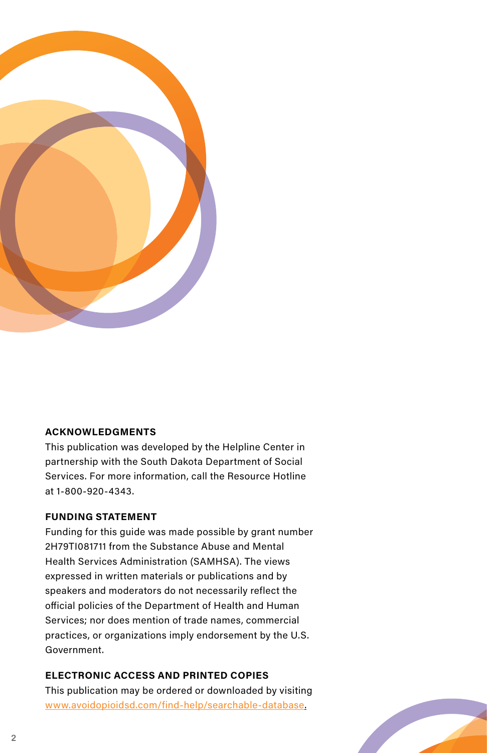## ACKNOWLEDGMENTS

This publication was developed by the Helpline Center in partnership with the South Dakota Department of Social Services. For more information, call the Resource Hotline at 1-800-920-4343.

## FUNDING STATEMENT

Funding for this guide was made possible by grant number 2H79TI081711 from the Substance Abuse and Mental Health Services Administration (SAMHSA). The views expressed in written materials or publications and by speakers and moderators do not necessarily reflect the official policies of the Department of Health and Human Services; nor does mention of trade names, commercial practices, or organizations imply endorsement by the U.S. Government.

## ELECTRONIC ACCESS AND PRINTED COPIES

This publication may be ordered or downloaded by visiting www.avoidopioidsd.com/find-help/searchable-database.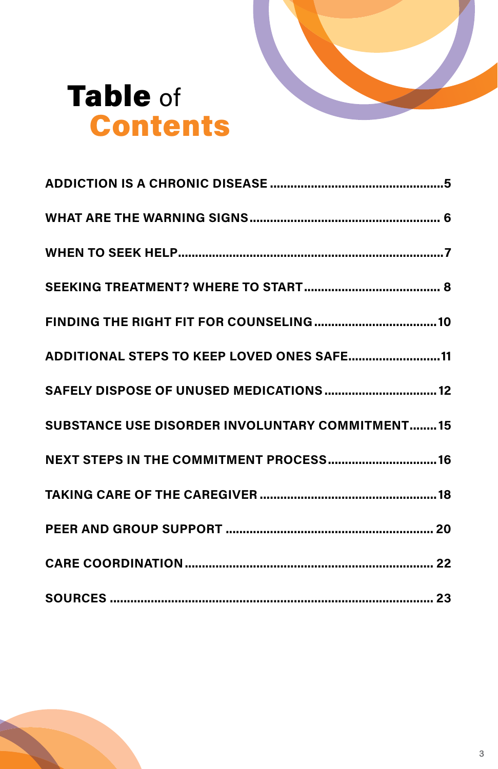# Table of Contents

| | |
|---|---|
| ADDICTION IS A CHRONIC DISEASE | 5 |
| WHAT ARE THE WARNING SIGNS | 6 |
| WHEN TO SEEK HELP | 7 |
| SEEKING TREATMENT? WHERE TO START | 8 |
| FINDING THE RIGHT FIT FOR COUNSELING | 10 |
| ADDITIONAL STEPS TO KEEP LOVED ONES SAFE | 11 |
| SAFELY DISPOSE OF UNUSED MEDICATIONS | 12 |
| SUBSTANCE USE DISORDER INVOLUNTARY COMMITMENT | 15 |
| NEXT STEPS IN THE COMMITMENT PROCESS | 16 |
| TAKING CARE OF THE CAREGIVER | 18 |
| PEER AND GROUP SUPPORT | 20 |
| CARE COORDINATION | 22 |
| SOURCES | 23 |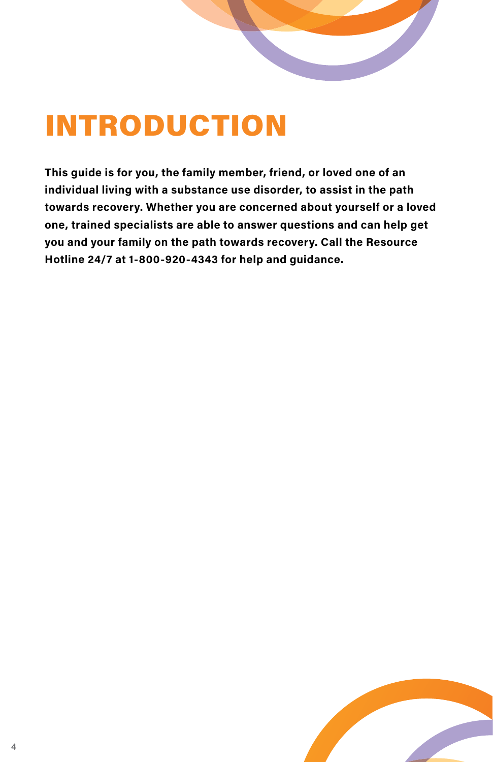# INTRODUCTION

**This guide is for you, the family member, friend, or loved one of an individual living with a substance use disorder, to assist in the path towards recovery. Whether you are concerned about yourself or a loved one, trained specialists are able to answer questions and can help get you and your family on the path towards recovery. Call the Resource Hotline 24/7 at 1-800-920-4343 for help and guidance.**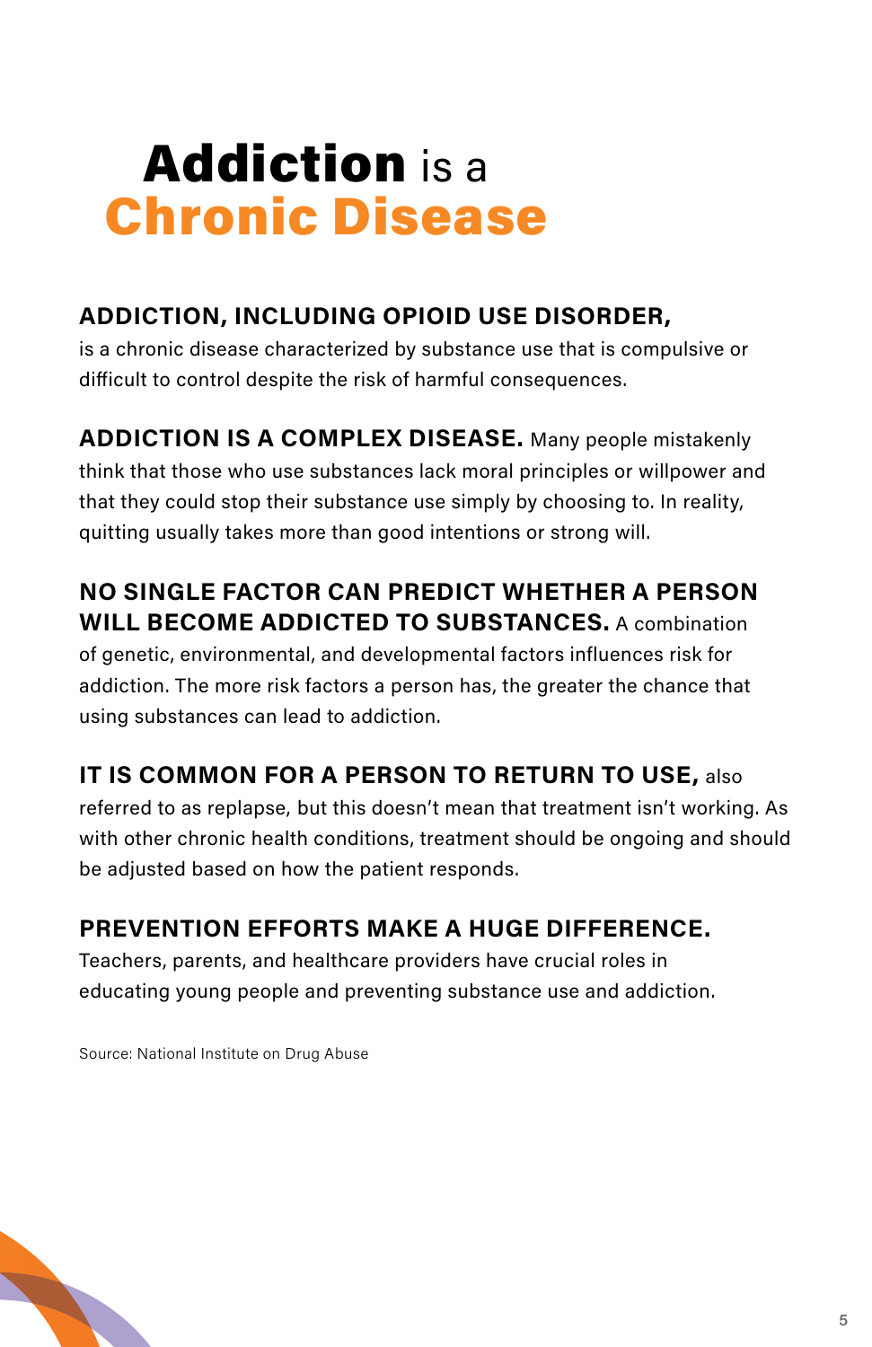# **Addiction** is a **Chronic Disease**

**ADDICTION, INCLUDING OPIOID USE DISORDER,** is a chronic disease characterized by substance use that is compulsive or difficult to control despite the risk of harmful consequences.

**ADDICTION IS A COMPLEX DISEASE.** Many people mistakenly think that those who use substances lack moral principles or willpower and that they could stop their substance use simply by choosing to. In reality, quitting usually takes more than good intentions or strong will.

**NO SINGLE FACTOR CAN PREDICT WHETHER A PERSON WILL BECOME ADDICTED TO SUBSTANCES.** A combination of genetic, environmental, and developmental factors influences risk for addiction. The more risk factors a person has, the greater the chance that using substances can lead to addiction.

**IT IS COMMON FOR A PERSON TO RETURN TO USE,** also referred to as replapse, but this doesn't mean that treatment isn't working. As with other chronic health conditions, treatment should be ongoing and should be adjusted based on how the patient responds.

**PREVENTION EFFORTS MAKE A HUGE DIFFERENCE.** Teachers, parents, and healthcare providers have crucial roles in educating young people and preventing substance use and addiction.

Source: National Institute on Drug Abuse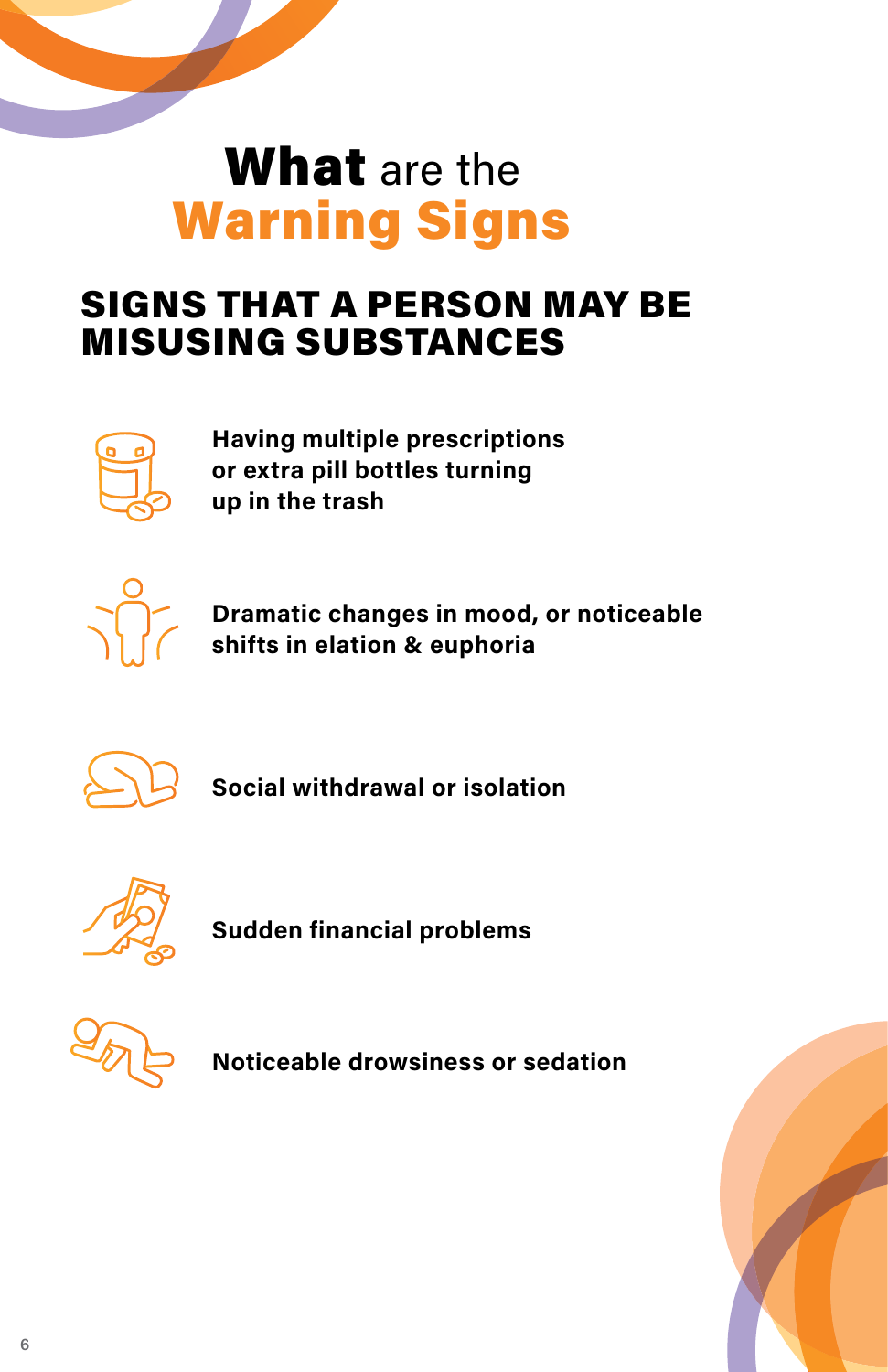# **What** are the **Warning Signs**

## SIGNS THAT A PERSON MAY BE MISUSING SUBSTANCES

- **Having multiple prescriptions or extra pill bottles turning up in the trash**
- **Dramatic changes in mood, or noticeable shifts in elation & euphoria**
- **Social withdrawal or isolation**
- **Sudden financial problems**
- **Noticeable drowsiness or sedation**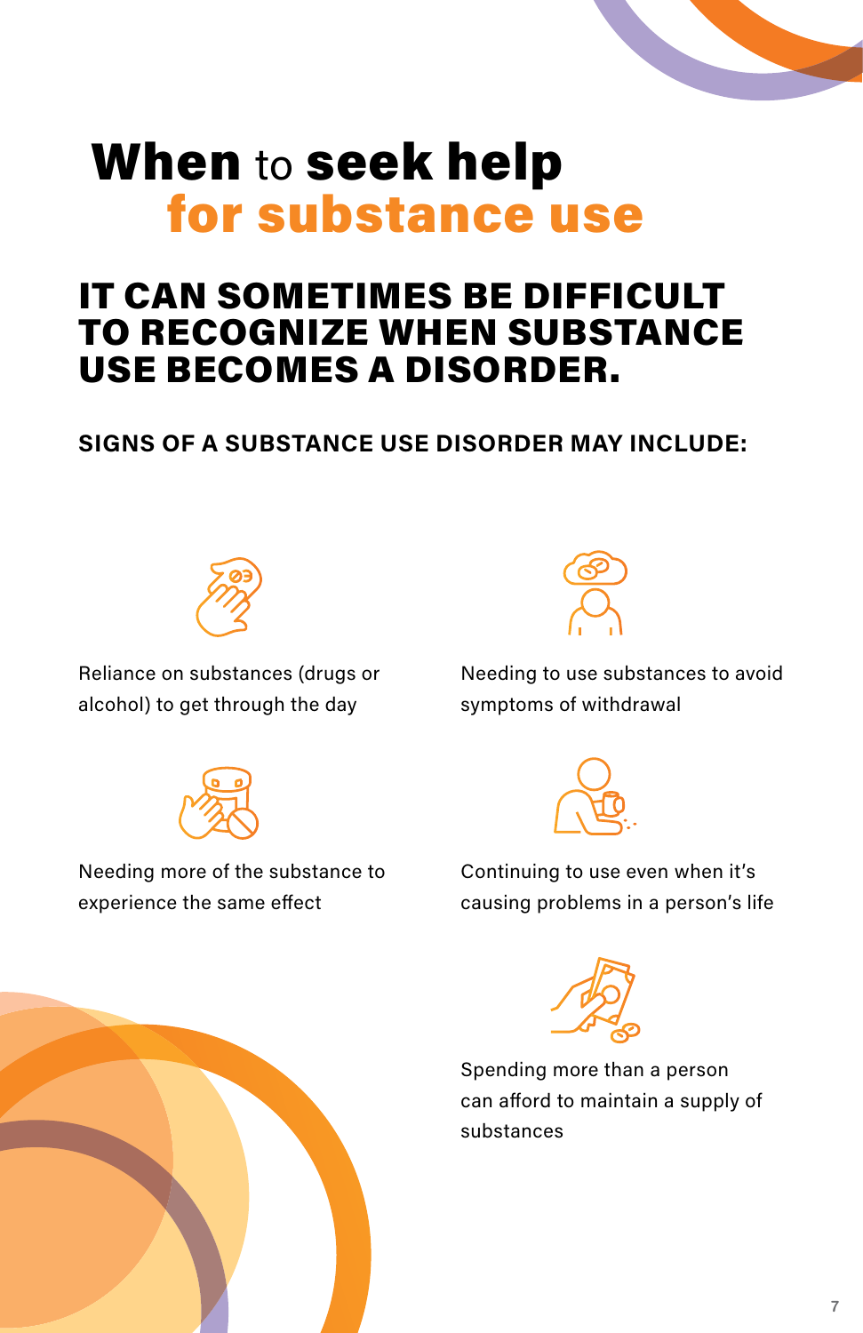# When to seek help for substance use

## IT CAN SOMETIMES BE DIFFICULT TO RECOGNIZE WHEN SUBSTANCE USE BECOMES A DISORDER.

**SIGNS OF A SUBSTANCE USE DISORDER MAY INCLUDE:**

- Reliance on substances (drugs or alcohol) to get through the day
- Needing to use substances to avoid symptoms of withdrawal
- Needing more of the substance to experience the same effect
- Continuing to use even when it's causing problems in a person's life
- Spending more than a person can afford to maintain a supply of substances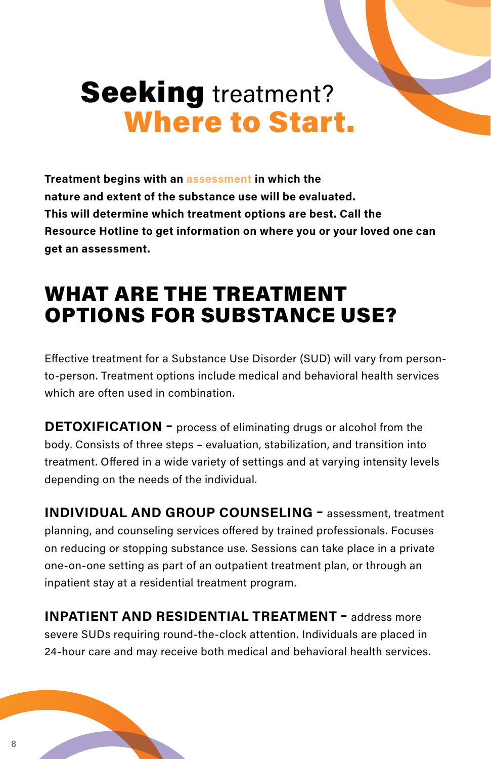# **Seeking** treatment? **Where to Start.**

**Treatment begins with an assessment in which the nature and extent of the substance use will be evaluated. This will determine which treatment options are best. Call the Resource Hotline to get information on where you or your loved one can get an assessment.**

## WHAT ARE THE TREATMENT OPTIONS FOR SUBSTANCE USE?

Effective treatment for a Substance Use Disorder (SUD) will vary from person-to-person. Treatment options include medical and behavioral health services which are often used in combination.

**DETOXIFICATION –** process of eliminating drugs or alcohol from the body. Consists of three steps – evaluation, stabilization, and transition into treatment. Offered in a wide variety of settings and at varying intensity levels depending on the needs of the individual.

**INDIVIDUAL AND GROUP COUNSELING –** assessment, treatment planning, and counseling services offered by trained professionals. Focuses on reducing or stopping substance use. Sessions can take place in a private one-on-one setting as part of an outpatient treatment plan, or through an inpatient stay at a residential treatment program.

**INPATIENT AND RESIDENTIAL TREATMENT –** address more severe SUDs requiring round-the-clock attention. Individuals are placed in 24-hour care and may receive both medical and behavioral health services.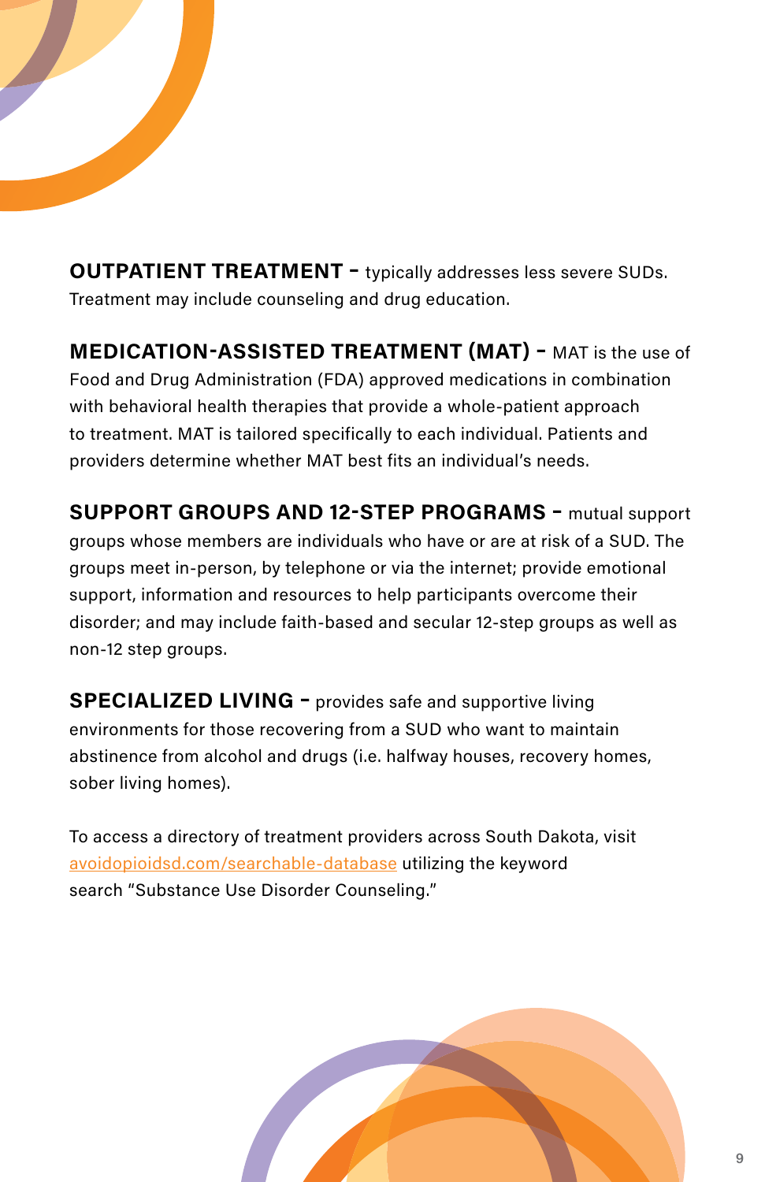**OUTPATIENT TREATMENT –** typically addresses less severe SUDs. Treatment may include counseling and drug education.

**MEDICATION-ASSISTED TREATMENT (MAT) –** MAT is the use of Food and Drug Administration (FDA) approved medications in combination with behavioral health therapies that provide a whole-patient approach to treatment. MAT is tailored specifically to each individual. Patients and providers determine whether MAT best fits an individual's needs.

**SUPPORT GROUPS AND 12-STEP PROGRAMS –** mutual support groups whose members are individuals who have or are at risk of a SUD. The groups meet in-person, by telephone or via the internet; provide emotional support, information and resources to help participants overcome their disorder; and may include faith-based and secular 12-step groups as well as non-12 step groups.

**SPECIALIZED LIVING –** provides safe and supportive living environments for those recovering from a SUD who want to maintain abstinence from alcohol and drugs (i.e. halfway houses, recovery homes, sober living homes).

To access a directory of treatment providers across South Dakota, visit [avoidopioidsd.com/searchable-database](avoidopioidsd.com/searchable-database) utilizing the keyword search "Substance Use Disorder Counseling."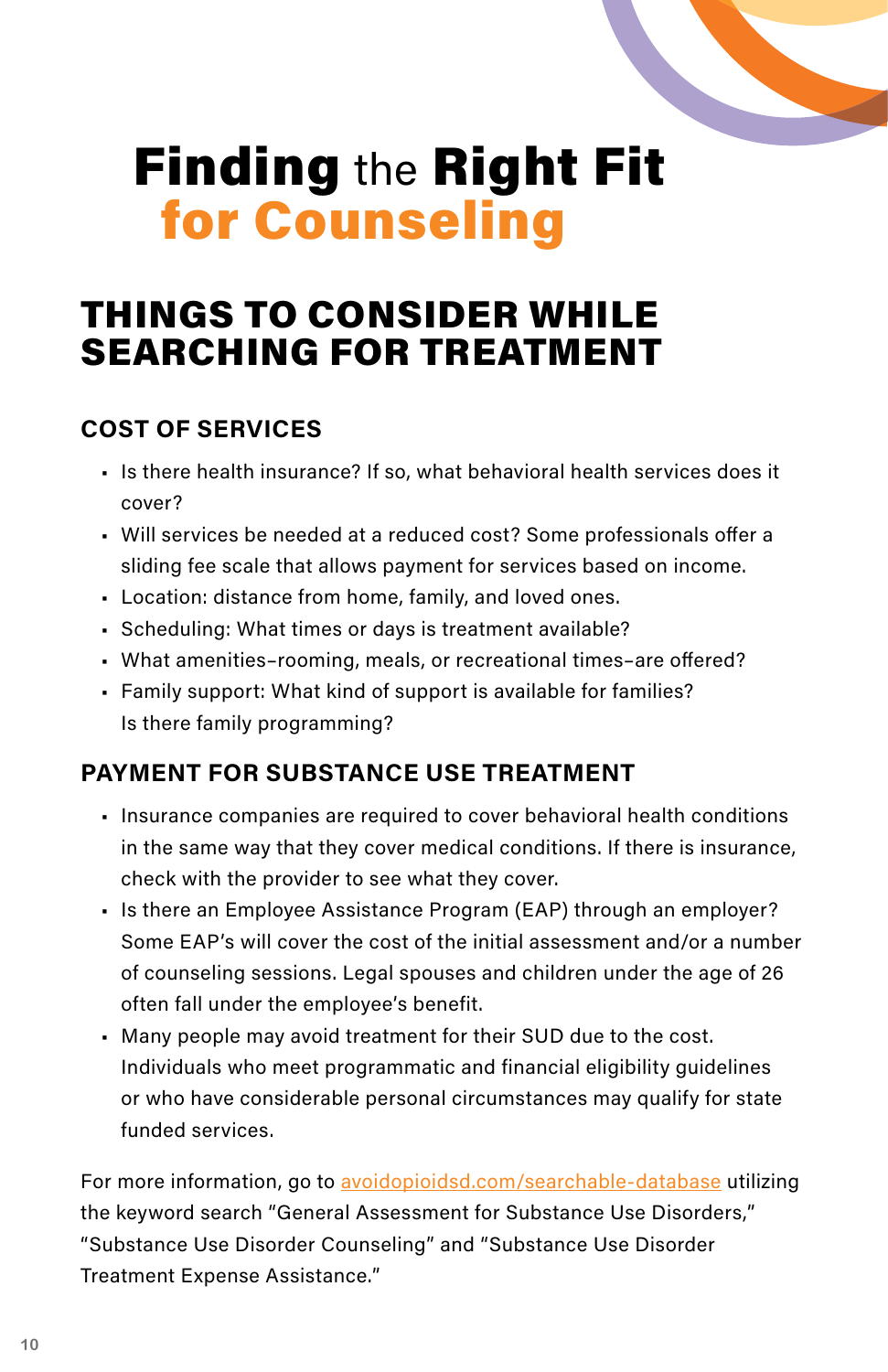# **Finding** the **Right Fit for Counseling**

## THINGS TO CONSIDER WHILE SEARCHING FOR TREATMENT

### COST OF SERVICES

- Is there health insurance? If so, what behavioral health services does it cover?
- Will services be needed at a reduced cost? Some professionals offer a sliding fee scale that allows payment for services based on income.
- Location: distance from home, family, and loved ones.
- Scheduling: What times or days is treatment available?
- What amenities–rooming, meals, or recreational times–are offered?
- Family support: What kind of support is available for families? Is there family programming?

### PAYMENT FOR SUBSTANCE USE TREATMENT

- Insurance companies are required to cover behavioral health conditions in the same way that they cover medical conditions. If there is insurance, check with the provider to see what they cover.
- Is there an Employee Assistance Program (EAP) through an employer? Some EAP's will cover the cost of the initial assessment and/or a number of counseling sessions. Legal spouses and children under the age of 26 often fall under the employee's benefit.
- Many people may avoid treatment for their SUD due to the cost. Individuals who meet programmatic and financial eligibility guidelines or who have considerable personal circumstances may qualify for state funded services.

For more information, go to avoidopioidsd.com/searchable-database utilizing the keyword search "General Assessment for Substance Use Disorders," "Substance Use Disorder Counseling" and "Substance Use Disorder Treatment Expense Assistance."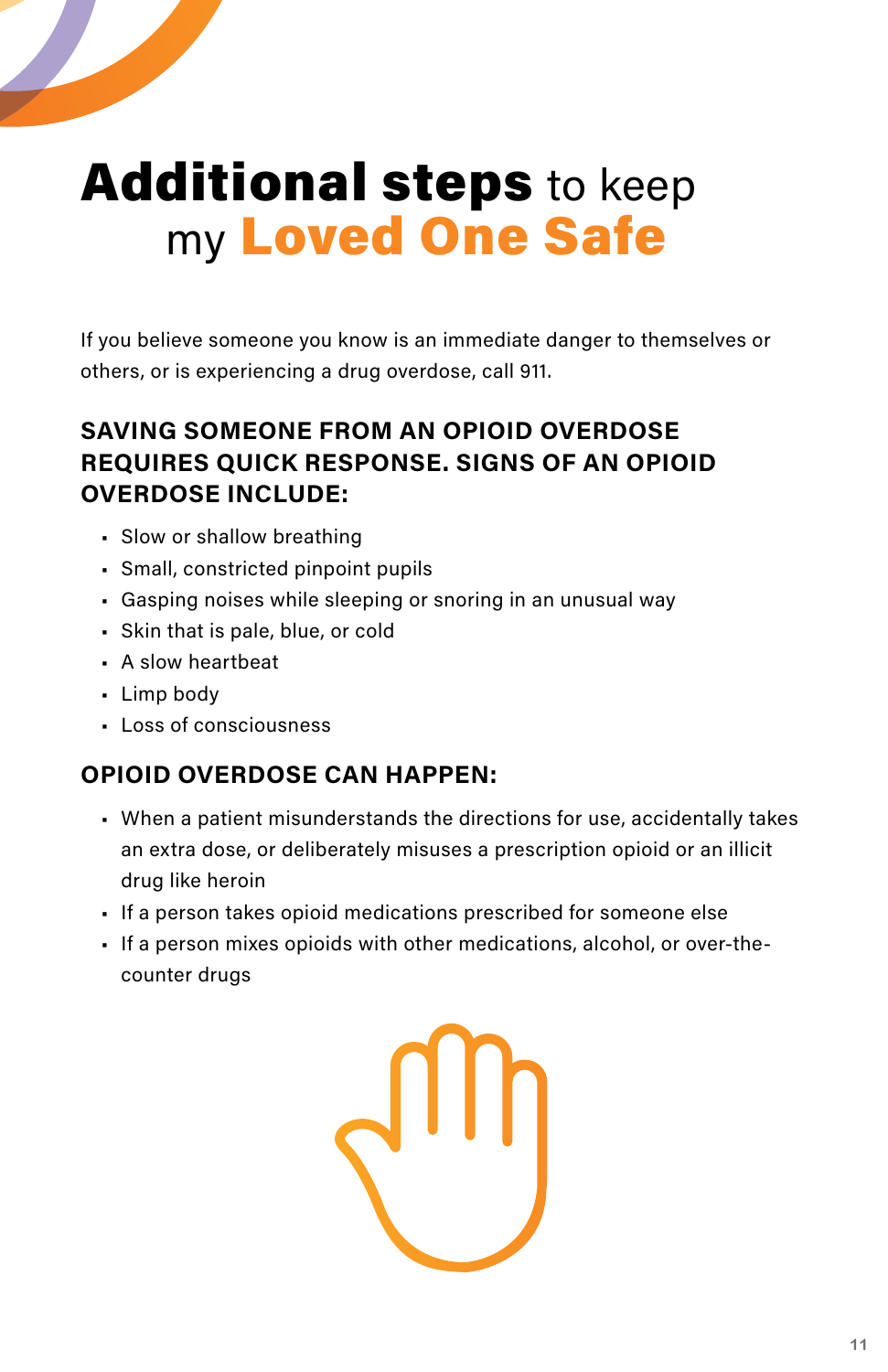# **Additional steps** to keep my **Loved One Safe**

If you believe someone you know is an immediate danger to themselves or others, or is experiencing a drug overdose, call 911.

### SAVING SOMEONE FROM AN OPIOID OVERDOSE REQUIRES QUICK RESPONSE. SIGNS OF AN OPIOID OVERDOSE INCLUDE:

- Slow or shallow breathing
- Small, constricted pinpoint pupils
- Gasping noises while sleeping or snoring in an unusual way
- Skin that is pale, blue, or cold
- A slow heartbeat
- Limp body
- Loss of consciousness

### OPIOID OVERDOSE CAN HAPPEN:

- When a patient misunderstands the directions for use, accidentally takes an extra dose, or deliberately misuses a prescription opioid or an illicit drug like heroin
- If a person takes opioid medications prescribed for someone else
- If a person mixes opioids with other medications, alcohol, or over-the-counter drugs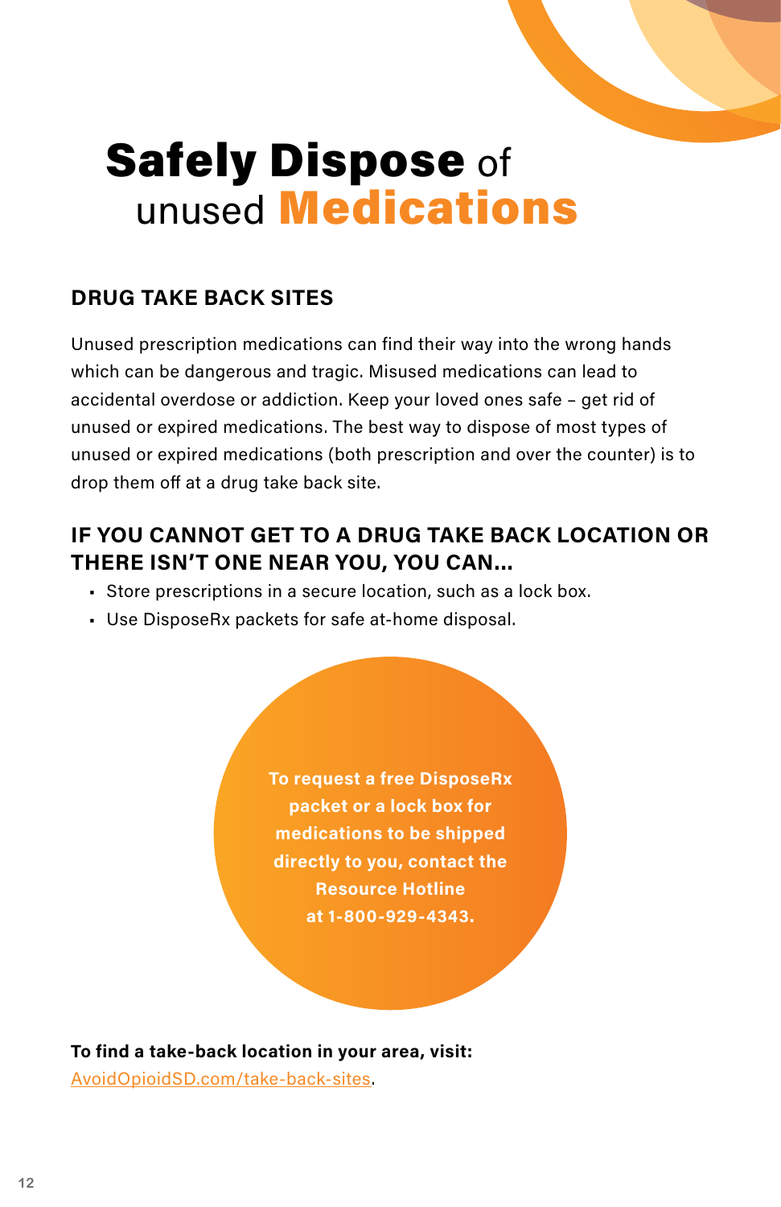# **Safely Dispose** of unused **Medications**

## DRUG TAKE BACK SITES

Unused prescription medications can find their way into the wrong hands which can be dangerous and tragic. Misused medications can lead to accidental overdose or addiction. Keep your loved ones safe – get rid of unused or expired medications. The best way to dispose of most types of unused or expired medications (both prescription and over the counter) is to drop them off at a drug take back site.

## IF YOU CANNOT GET TO A DRUG TAKE BACK LOCATION OR THERE ISN'T ONE NEAR YOU, YOU CAN...

- Store prescriptions in a secure location, such as a lock box.
- Use DisposeRx packets for safe at-home disposal.

**To request a free DisposeRx packet or a lock box for medications to be shipped directly to you, contact the Resource Hotline at 1-800-929-4343.**

**To find a take-back location in your area, visit:**
AvoidOpioidSD.com/take-back-sites.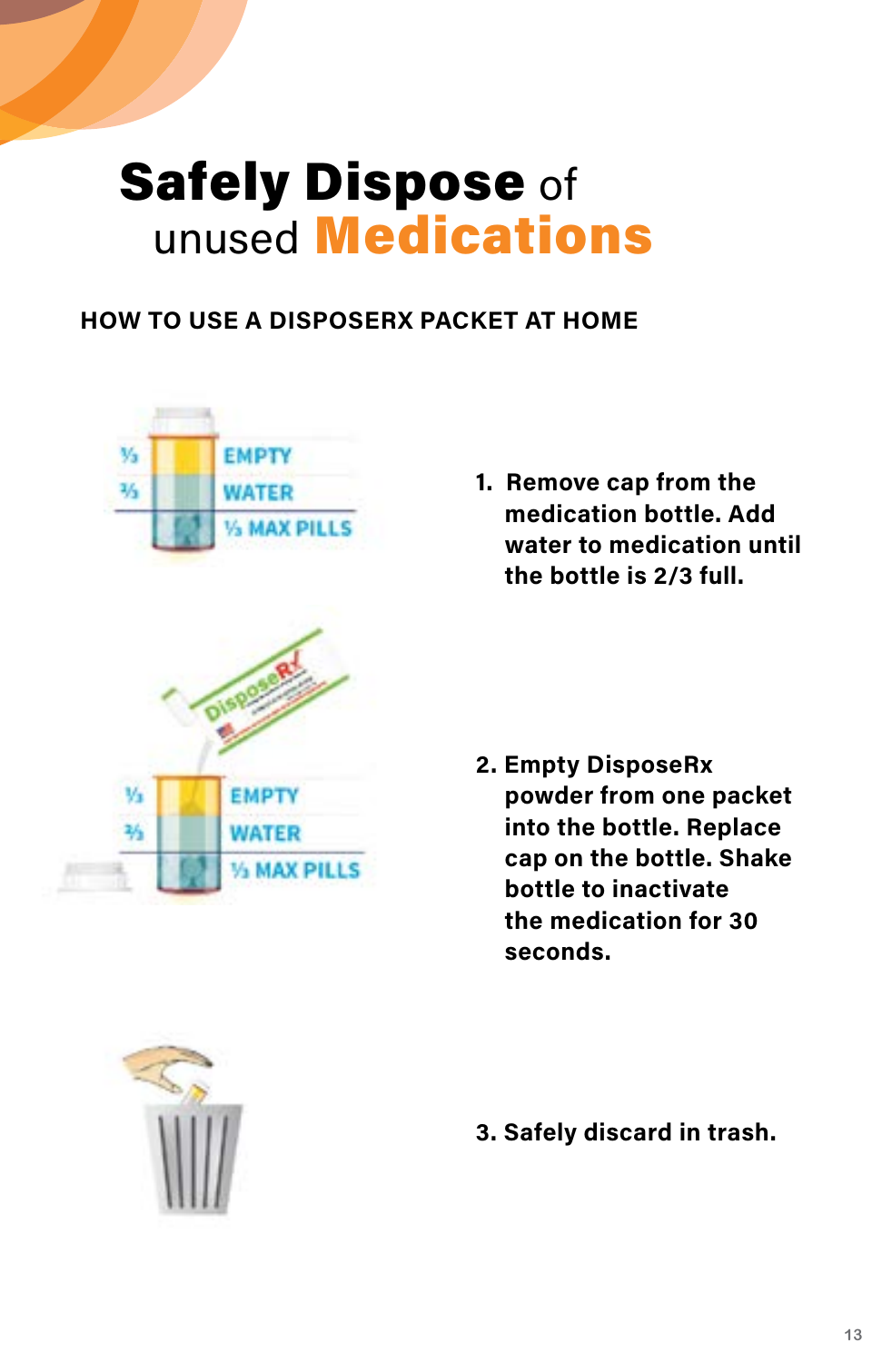# **Safely Dispose** of unused **Medications**

## HOW TO USE A DISPOSERX PACKET AT HOME

1. **Remove cap from the medication bottle. Add water to medication until the bottle is 2/3 full.**

2. **Empty DisposeRx powder from one packet into the bottle. Replace cap on the bottle. Shake bottle to inactivate the medication for 30 seconds.**

3. **Safely discard in trash.**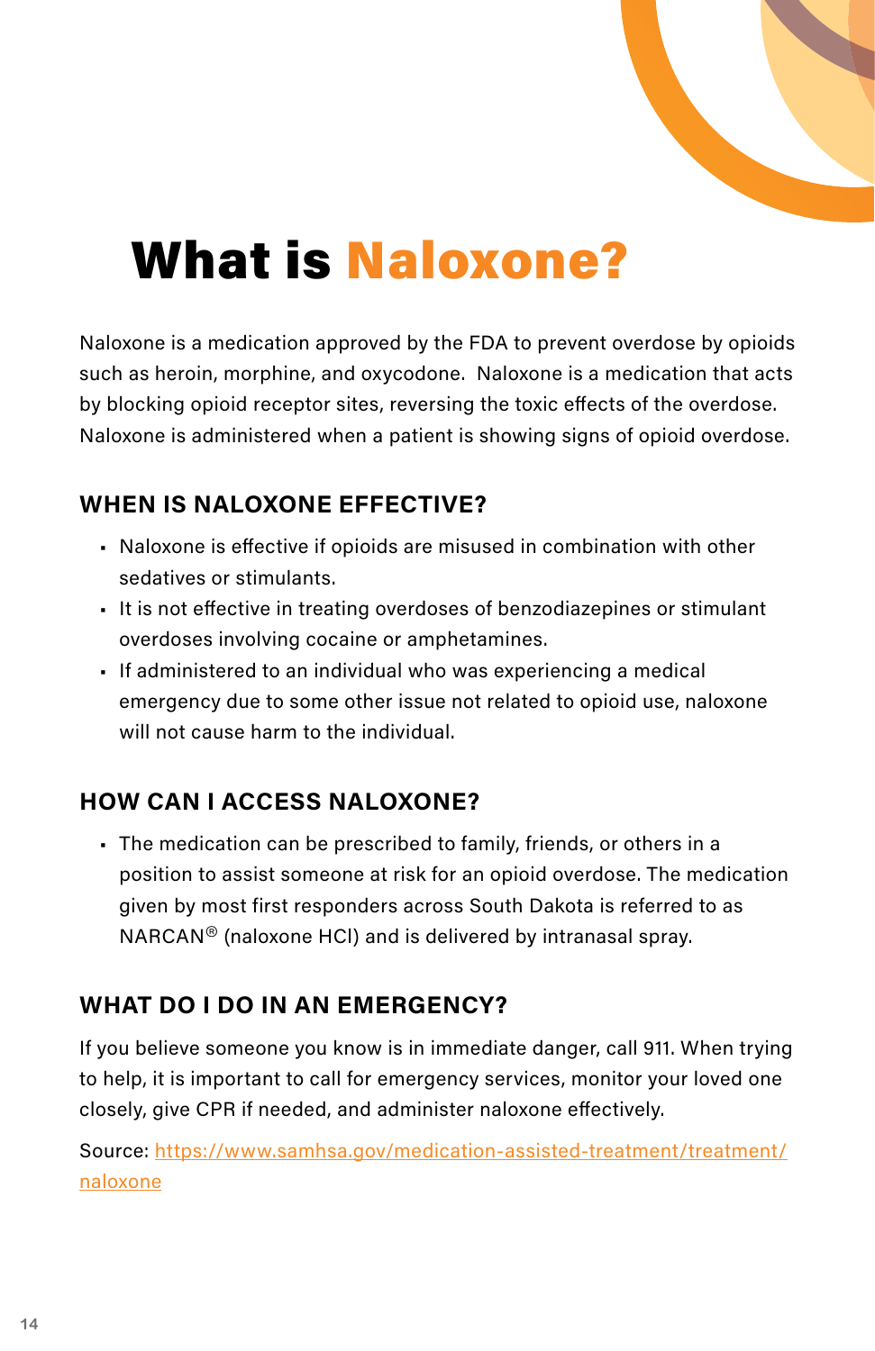# What is Naloxone?

Naloxone is a medication approved by the FDA to prevent overdose by opioids such as heroin, morphine, and oxycodone.  Naloxone is a medication that acts by blocking opioid receptor sites, reversing the toxic effects of the overdose. Naloxone is administered when a patient is showing signs of opioid overdose.

## WHEN IS NALOXONE EFFECTIVE?

- Naloxone is effective if opioids are misused in combination with other sedatives or stimulants.
- It is not effective in treating overdoses of benzodiazepines or stimulant overdoses involving cocaine or amphetamines.
- If administered to an individual who was experiencing a medical emergency due to some other issue not related to opioid use, naloxone will not cause harm to the individual.

## HOW CAN I ACCESS NALOXONE?

- The medication can be prescribed to family, friends, or others in a position to assist someone at risk for an opioid overdose. The medication given by most first responders across South Dakota is referred to as NARCAN® (naloxone HCl) and is delivered by intranasal spray.

## WHAT DO I DO IN AN EMERGENCY?

If you believe someone you know is in immediate danger, call 911. When trying to help, it is important to call for emergency services, monitor your loved one closely, give CPR if needed, and administer naloxone effectively.

Source: [https://www.samhsa.gov/medication-assisted-treatment/treatment/naloxone](https://www.samhsa.gov/medication-assisted-treatment/treatment/naloxone)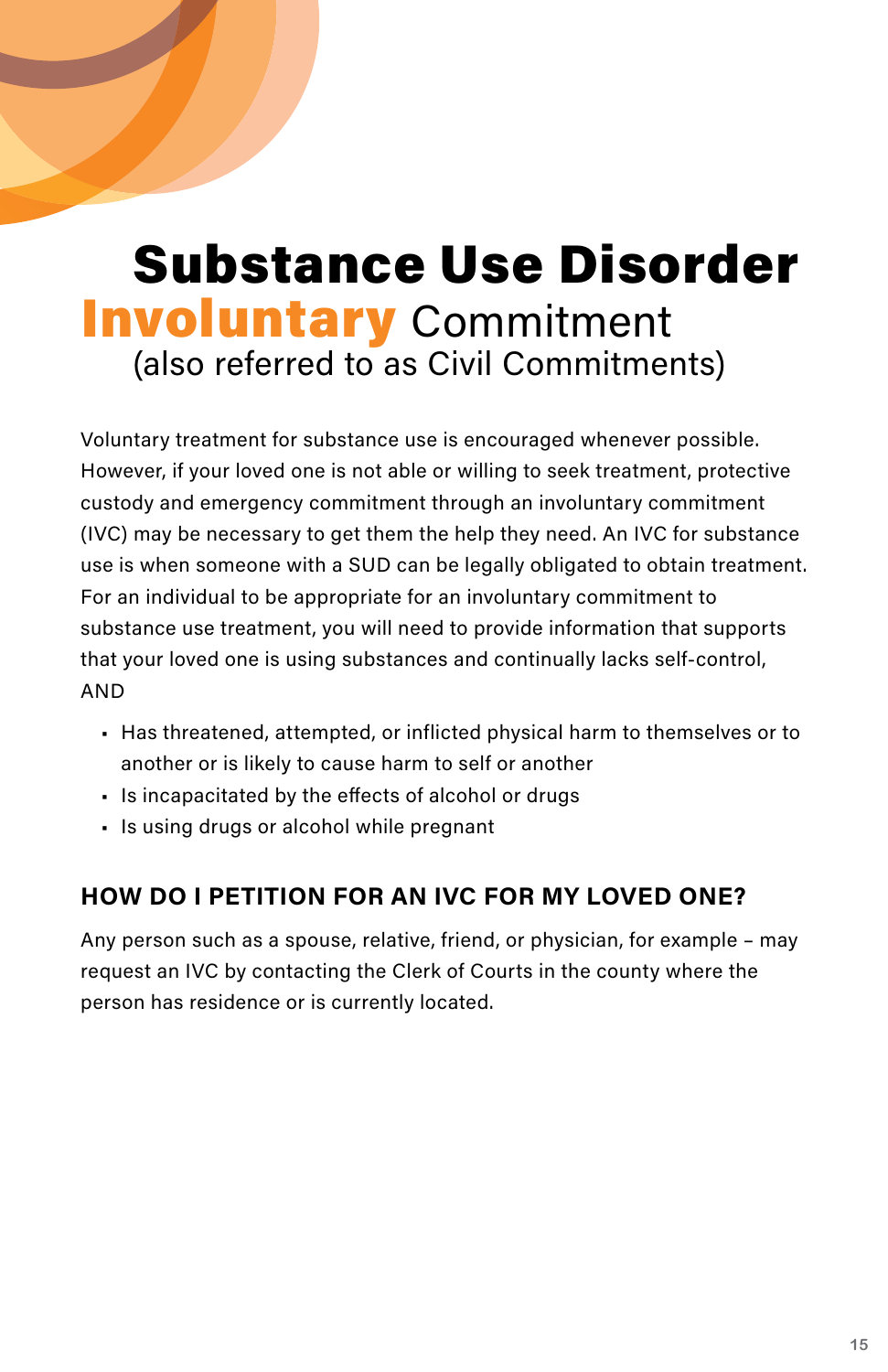# Substance Use Disorder

## **Involuntary** Commitment

(also referred to as Civil Commitments)

Voluntary treatment for substance use is encouraged whenever possible. However, if your loved one is not able or willing to seek treatment, protective custody and emergency commitment through an involuntary commitment (IVC) may be necessary to get them the help they need. An IVC for substance use is when someone with a SUD can be legally obligated to obtain treatment. For an individual to be appropriate for an involuntary commitment to substance use treatment, you will need to provide information that supports that your loved one is using substances and continually lacks self-control, AND

- Has threatened, attempted, or inflicted physical harm to themselves or to another or is likely to cause harm to self or another
- Is incapacitated by the effects of alcohol or drugs
- Is using drugs or alcohol while pregnant

### HOW DO I PETITION FOR AN IVC FOR MY LOVED ONE?

Any person such as a spouse, relative, friend, or physician, for example – may request an IVC by contacting the Clerk of Courts in the county where the person has residence or is currently located.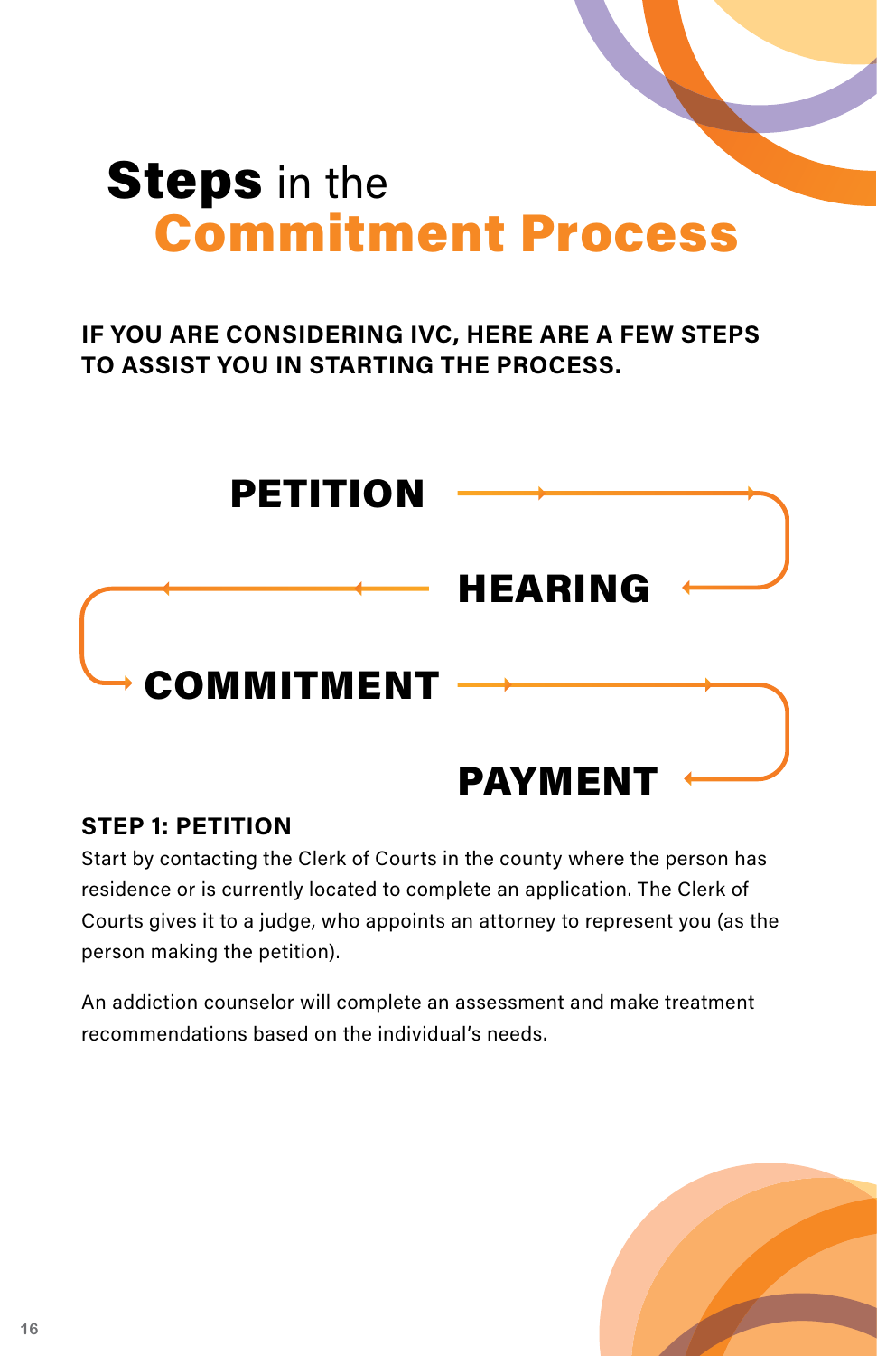# **Steps** in the **Commitment Process**

**IF YOU ARE CONSIDERING IVC, HERE ARE A FEW STEPS TO ASSIST YOU IN STARTING THE PROCESS.**

**PETITION** → **HEARING** → **COMMITMENT** → **PAYMENT**

### STEP 1: PETITION

Start by contacting the Clerk of Courts in the county where the person has residence or is currently located to complete an application. The Clerk of Courts gives it to a judge, who appoints an attorney to represent you (as the person making the petition).

An addiction counselor will complete an assessment and make treatment recommendations based on the individual's needs.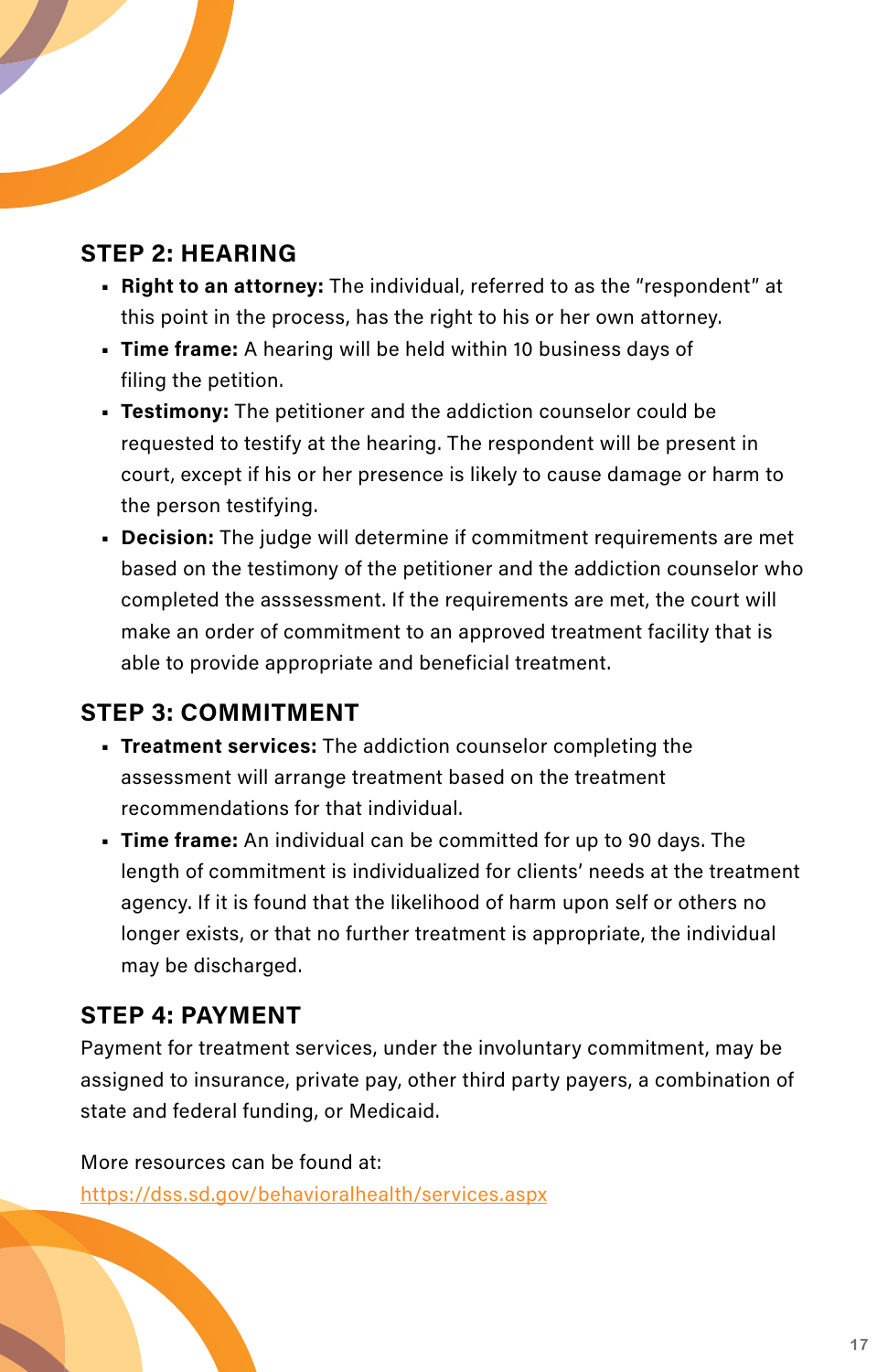## STEP 2: HEARING

- **Right to an attorney:** The individual, referred to as the "respondent" at this point in the process, has the right to his or her own attorney.
- **Time frame:** A hearing will be held within 10 business days of filing the petition.
- **Testimony:** The petitioner and the addiction counselor could be requested to testify at the hearing. The respondent will be present in court, except if his or her presence is likely to cause damage or harm to the person testifying.
- **Decision:** The judge will determine if commitment requirements are met based on the testimony of the petitioner and the addiction counselor who completed the asssessment. If the requirements are met, the court will make an order of commitment to an approved treatment facility that is able to provide appropriate and beneficial treatment.

## STEP 3: COMMITMENT

- **Treatment services:** The addiction counselor completing the assessment will arrange treatment based on the treatment recommendations for that individual.
- **Time frame:** An individual can be committed for up to 90 days. The length of commitment is individualized for clients' needs at the treatment agency. If it is found that the likelihood of harm upon self or others no longer exists, or that no further treatment is appropriate, the individual may be discharged.

## STEP 4: PAYMENT

Payment for treatment services, under the involuntary commitment, may be assigned to insurance, private pay, other third party payers, a combination of state and federal funding, or Medicaid.

More resources can be found at:
https://dss.sd.gov/behavioralhealth/services.aspx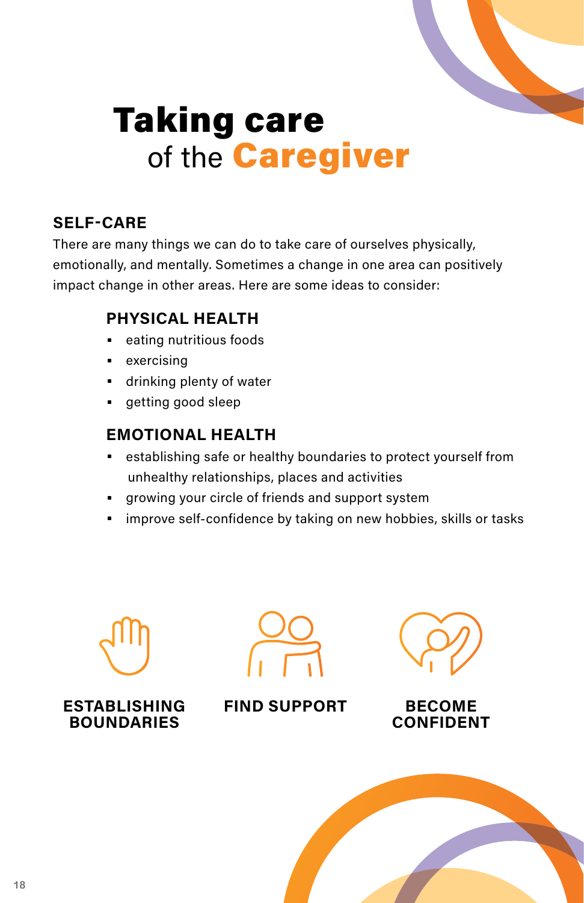# Taking care of the Caregiver

## SELF-CARE

There are many things we can do to take care of ourselves physically, emotionally, and mentally. Sometimes a change in one area can positively impact change in other areas. Here are some ideas to consider:

### PHYSICAL HEALTH

- eating nutritious foods
- exercising
- drinking plenty of water
- getting good sleep

### EMOTIONAL HEALTH

- establishing safe or healthy boundaries to protect yourself from unhealthy relationships, places and activities
- growing your circle of friends and support system
- improve self-confidence by taking on new hobbies, skills or tasks

**ESTABLISHING BOUNDARIES**

**FIND SUPPORT**

**BECOME CONFIDENT**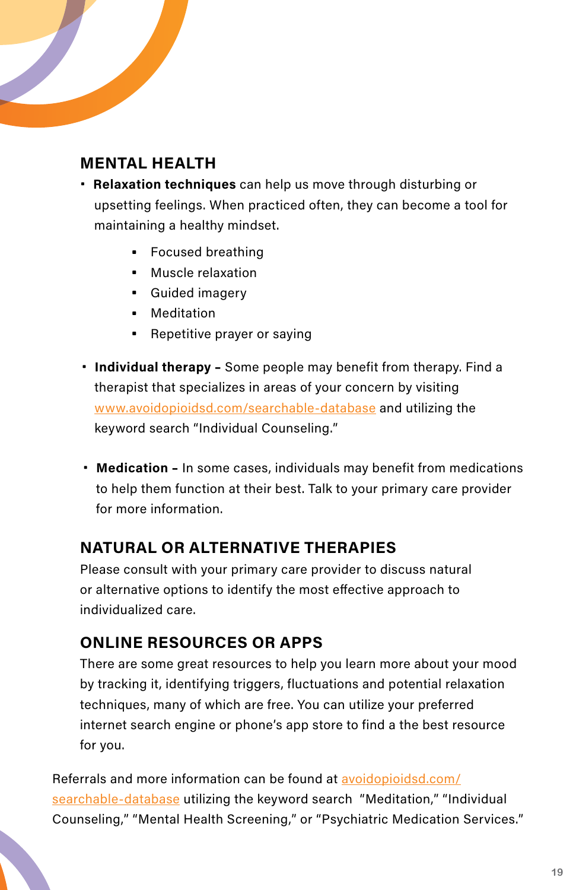## MENTAL HEALTH

- **Relaxation techniques** can help us move through disturbing or upsetting feelings. When practiced often, they can become a tool for maintaining a healthy mindset.
    - Focused breathing
    - Muscle relaxation
    - Guided imagery
    - Meditation
    - Repetitive prayer or saying
- **Individual therapy –** Some people may benefit from therapy. Find a therapist that specializes in areas of your concern by visiting [www.avoidopioidsd.com/searchable-database](www.avoidopioidsd.com/searchable-database) and utilizing the keyword search "Individual Counseling."
- **Medication –** In some cases, individuals may benefit from medications to help them function at their best. Talk to your primary care provider for more information.

## NATURAL OR ALTERNATIVE THERAPIES

Please consult with your primary care provider to discuss natural or alternative options to identify the most effective approach to individualized care.

## ONLINE RESOURCES OR APPS

There are some great resources to help you learn more about your mood by tracking it, identifying triggers, fluctuations and potential relaxation techniques, many of which are free. You can utilize your preferred internet search engine or phone's app store to find a the best resource for you.

Referrals and more information can be found at [avoidopioidsd.com/searchable-database](avoidopioidsd.com/searchable-database) utilizing the keyword search "Meditation," "Individual Counseling," "Mental Health Screening," or "Psychiatric Medication Services."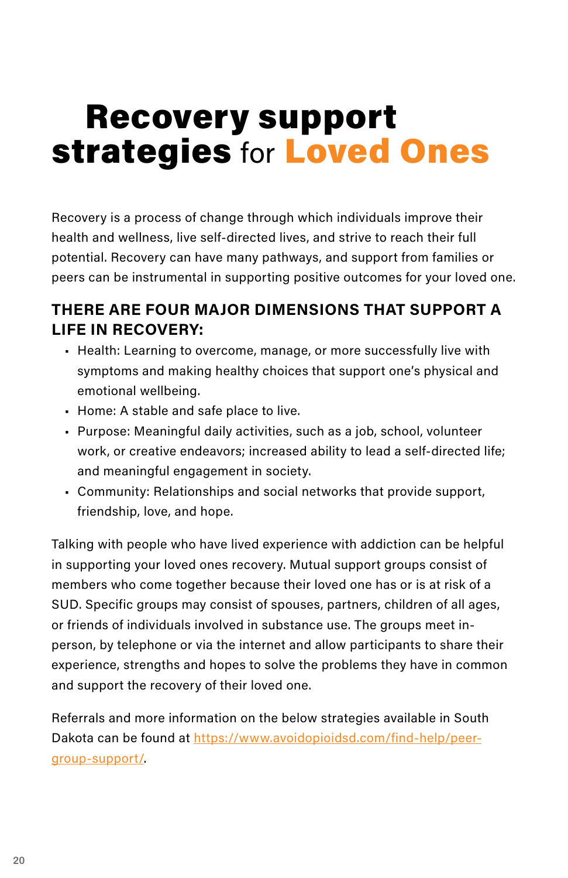# Recovery support strategies for Loved Ones

Recovery is a process of change through which individuals improve their health and wellness, live self-directed lives, and strive to reach their full potential. Recovery can have many pathways, and support from families or peers can be instrumental in supporting positive outcomes for your loved one.

## THERE ARE FOUR MAJOR DIMENSIONS THAT SUPPORT A LIFE IN RECOVERY:

- Health: Learning to overcome, manage, or more successfully live with symptoms and making healthy choices that support one's physical and emotional wellbeing.
- Home: A stable and safe place to live.
- Purpose: Meaningful daily activities, such as a job, school, volunteer work, or creative endeavors; increased ability to lead a self-directed life; and meaningful engagement in society.
- Community: Relationships and social networks that provide support, friendship, love, and hope.

Talking with people who have lived experience with addiction can be helpful in supporting your loved ones recovery. Mutual support groups consist of members who come together because their loved one has or is at risk of a SUD. Specific groups may consist of spouses, partners, children of all ages, or friends of individuals involved in substance use. The groups meet in-person, by telephone or via the internet and allow participants to share their experience, strengths and hopes to solve the problems they have in common and support the recovery of their loved one.

Referrals and more information on the below strategies available in South Dakota can be found at [https://www.avoidopioidsd.com/find-help/peer-group-support/](https://www.avoidopioidsd.com/find-help/peer-group-support/).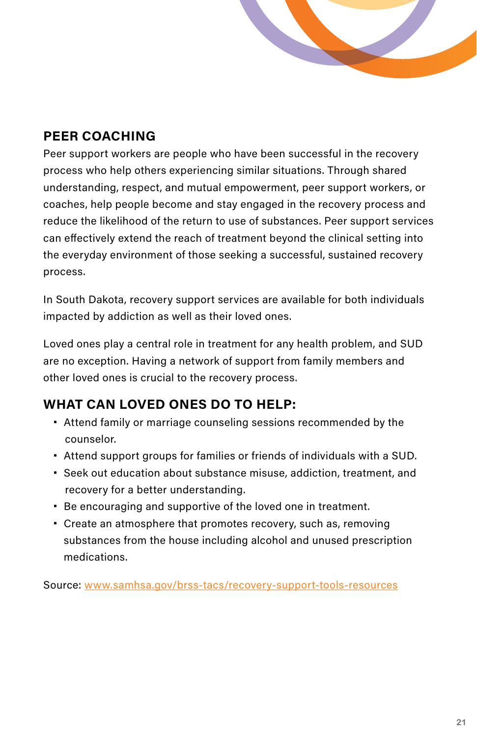## PEER COACHING

Peer support workers are people who have been successful in the recovery process who help others experiencing similar situations. Through shared understanding, respect, and mutual empowerment, peer support workers, or coaches, help people become and stay engaged in the recovery process and reduce the likelihood of the return to use of substances. Peer support services can effectively extend the reach of treatment beyond the clinical setting into the everyday environment of those seeking a successful, sustained recovery process.

In South Dakota, recovery support services are available for both individuals impacted by addiction as well as their loved ones.

Loved ones play a central role in treatment for any health problem, and SUD are no exception. Having a network of support from family members and other loved ones is crucial to the recovery process.

## WHAT CAN LOVED ONES DO TO HELP:

- Attend family or marriage counseling sessions recommended by the counselor.
- Attend support groups for families or friends of individuals with a SUD.
- Seek out education about substance misuse, addiction, treatment, and recovery for a better understanding.
- Be encouraging and supportive of the loved one in treatment.
- Create an atmosphere that promotes recovery, such as, removing substances from the house including alcohol and unused prescription medications.

Source: www.samhsa.gov/brss-tacs/recovery-support-tools-resources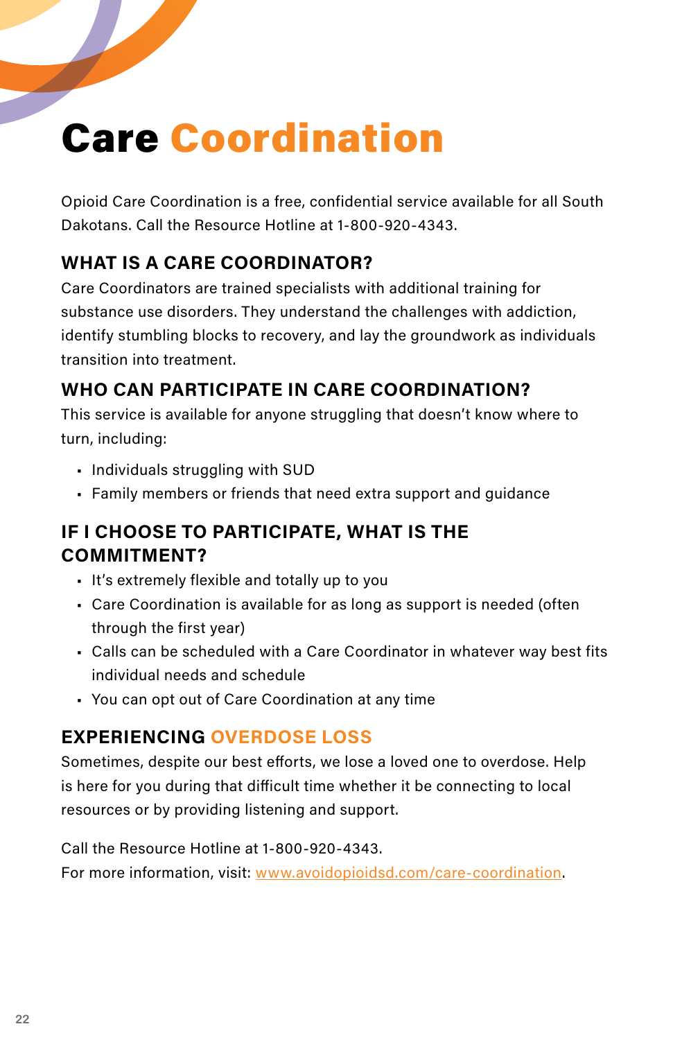# Care Coordination

Opioid Care Coordination is a free, confidential service available for all South Dakotans. Call the Resource Hotline at 1-800-920-4343.

## WHAT IS A CARE COORDINATOR?

Care Coordinators are trained specialists with additional training for substance use disorders. They understand the challenges with addiction, identify stumbling blocks to recovery, and lay the groundwork as individuals transition into treatment.

## WHO CAN PARTICIPATE IN CARE COORDINATION?

This service is available for anyone struggling that doesn't know where to turn, including:

- Individuals struggling with SUD
- Family members or friends that need extra support and guidance

## IF I CHOOSE TO PARTICIPATE, WHAT IS THE COMMITMENT?

- It's extremely flexible and totally up to you
- Care Coordination is available for as long as support is needed (often through the first year)
- Calls can be scheduled with a Care Coordinator in whatever way best fits individual needs and schedule
- You can opt out of Care Coordination at any time

## EXPERIENCING OVERDOSE LOSS

Sometimes, despite our best efforts, we lose a loved one to overdose. Help is here for you during that difficult time whether it be connecting to local resources or by providing listening and support.

Call the Resource Hotline at 1-800-920-4343.
For more information, visit: [www.avoidopioidsd.com/care-coordination](www.avoidopioidsd.com/care-coordination).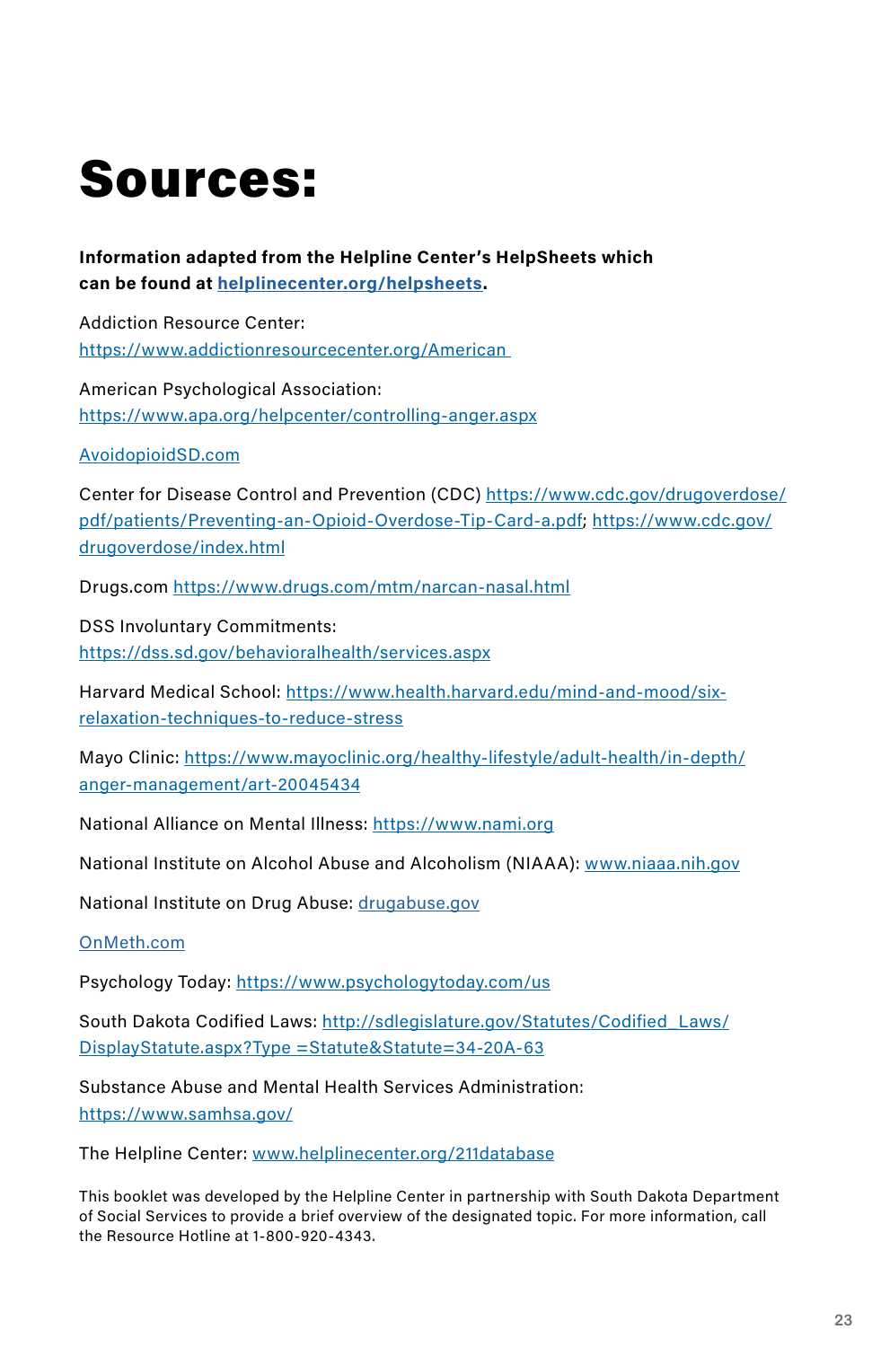# Sources:

**Information adapted from the Helpline Center's HelpSheets which can be found at helplinecenter.org/helpsheets.**

Addiction Resource Center:
https://www.addictionresourcecenter.org/American

American Psychological Association:
https://www.apa.org/helpcenter/controlling-anger.aspx

AvoidopioidSD.com

Center for Disease Control and Prevention (CDC) https://www.cdc.gov/drugoverdose/pdf/patients/Preventing-an-Opioid-Overdose-Tip-Card-a.pdf; https://www.cdc.gov/drugoverdose/index.html

Drugs.com https://www.drugs.com/mtm/narcan-nasal.html

DSS Involuntary Commitments:
https://dss.sd.gov/behavioralhealth/services.aspx

Harvard Medical School: https://www.health.harvard.edu/mind-and-mood/six-relaxation-techniques-to-reduce-stress

Mayo Clinic: https://www.mayoclinic.org/healthy-lifestyle/adult-health/in-depth/anger-management/art-20045434

National Alliance on Mental Illness: https://www.nami.org

National Institute on Alcohol Abuse and Alcoholism (NIAAA): www.niaaa.nih.gov

National Institute on Drug Abuse: drugabuse.gov

OnMeth.com

Psychology Today: https://www.psychologytoday.com/us

South Dakota Codified Laws: http://sdlegislature.gov/Statutes/Codified_Laws/DisplayStatute.aspx?Type =Statute&Statute=34-20A-63

Substance Abuse and Mental Health Services Administration:
https://www.samhsa.gov/

The Helpline Center: www.helplinecenter.org/211database

This booklet was developed by the Helpline Center in partnership with South Dakota Department of Social Services to provide a brief overview of the designated topic. For more information, call the Resource Hotline at 1-800-920-4343.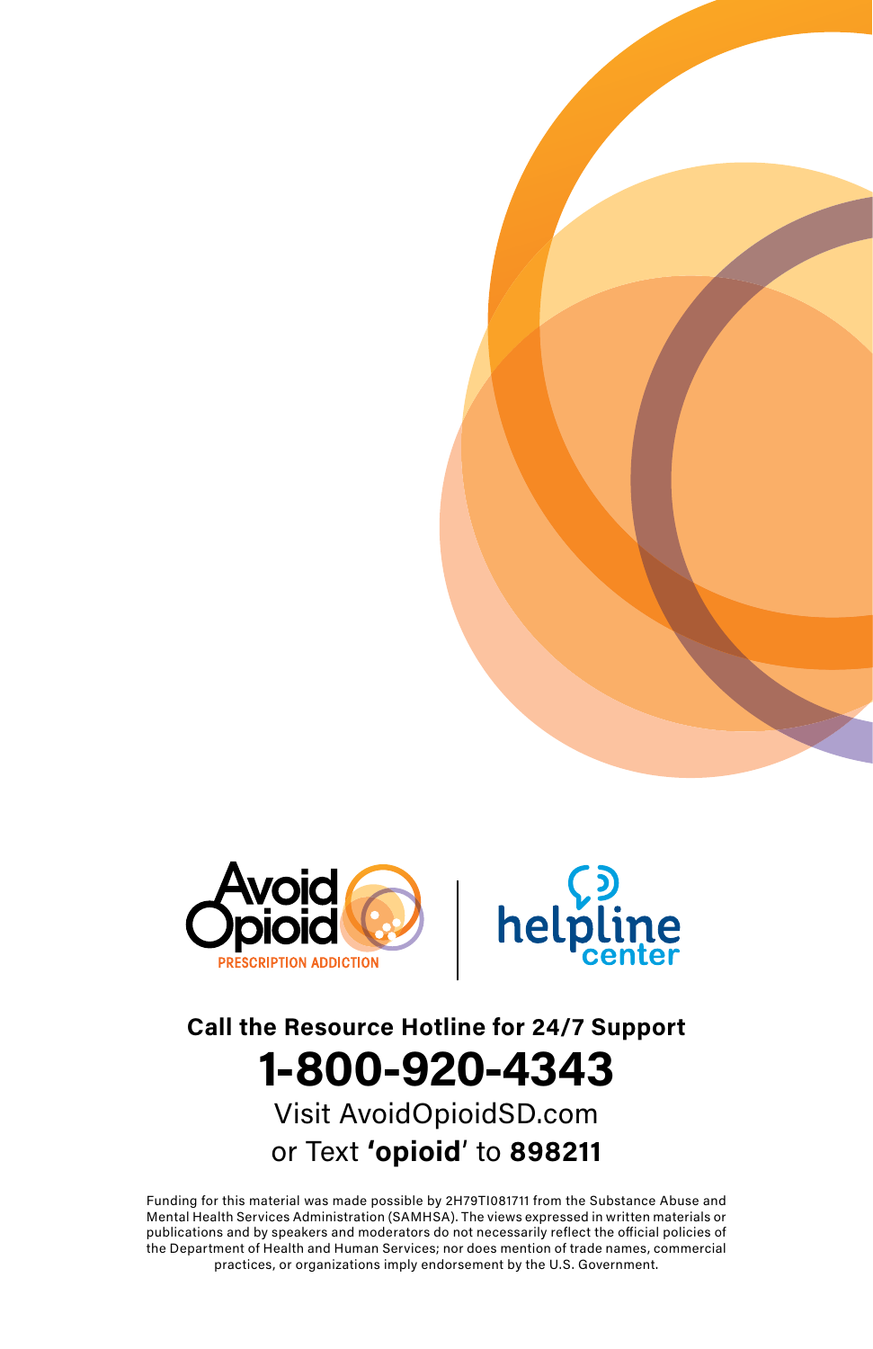Avoid Opioid
PRESCRIPTION ADDICTION

helpline center

**Call the Resource Hotline for 24/7 Support**

# 1-800-920-4343

Visit AvoidOpioidSD.com

or Text **'opioid'** to **898211**

Funding for this material was made possible by 2H79TI081711 from the Substance Abuse and Mental Health Services Administration (SAMHSA). The views expressed in written materials or publications and by speakers and moderators do not necessarily reflect the official policies of the Department of Health and Human Services; nor does mention of trade names, commercial practices, or organizations imply endorsement by the U.S. Government.